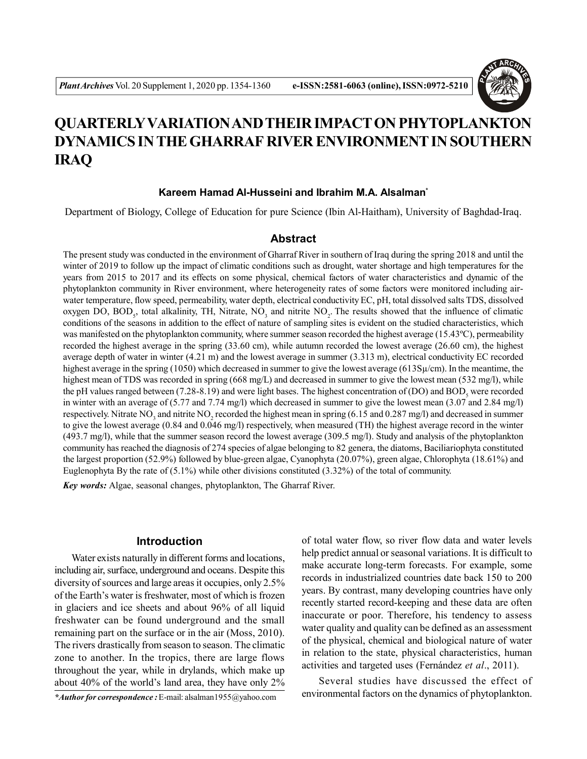# QUARTERLY VARIATION AND THEIR IMPACT ON PHYTOPLANKTON DYNAMICS IN THE GHARRAF RIVER ENVIRONMENT IN SOUTHERN IRAQ

**Kareem Hamad Al-Husseini and Ibrahim M.A. Alsalman***

Department of Biology, College of Education for pure Science (Ibin Al-Haitham), University of Baghdad-Iraq.

## Abstract

The present study was conducted in the environment of Gharraf River in southern of Iraq during the spring 2018 and until the winter of 2019 to follow up the impact of climatic conditions such as drought, water shortage and high temperatures for the years from 2015 to 2017 and its effects on some physical, chemical factors of water characteristics and dynamic of the phytoplankton community in River environment, where heterogeneity rates of some factors were monitored including air-water temperature, flow speed, permeability, water depth, electrical conductivity EC, pH, total dissolved salts TDS, dissolved oxygen DO, $BOD_5$, total alkalinity, TH, Nitrate, $NO_3$ and nitrite $NO_2$. The results showed that the influence of climatic conditions of the seasons in addition to the effect of nature of sampling sites is evident on the studied characteristics, which was manifested on the phytoplankton community, where summer season recorded the highest average (15.43ºC), permeability recorded the highest average in the spring (33.60 cm), while autumn recorded the lowest average (26.60 cm), the highest average depth of water in winter (4.21 m) and the lowest average in summer (3.313 m), electrical conductivity EC recorded highest average in the spring (1050) which decreased in summer to give the lowest average (613Sµ/cm). In the meantime, the highest mean of TDS was recorded in spring (668 mg/L) and decreased in summer to give the lowest mean (532 mg/l), while the pH values ranged between (7.28-8.19) and were light bases. The highest concentration of (DO) and $BOD_5$ were recorded in winter with an average of (5.77 and 7.74 mg/l) which decreased in summer to give the lowest mean (3.07 and 2.84 mg/l) respectively. Nitrate $NO_3$ and nitrite $NO_2$ recorded the highest mean in spring (6.15 and 0.287 mg/l) and decreased in summer to give the lowest average (0.84 and 0.046 mg/l) respectively, when measured (TH) the highest average record in the winter (493.7 mg/l), while that the summer season record the lowest average (309.5 mg/l). Study and analysis of the phytoplankton community has reached the diagnosis of 274 species of algae belonging to 82 genera, the diatoms, Baciliariophyta constituted the largest proportion (52.9%) followed by blue-green algae, Cyanophyta (20.07%), green algae, Chlorophyta (18.61%) and Euglenophyta By the rate of (5.1%) while other divisions constituted (3.32%) of the total of community.

***Key words:*** Algae, seasonal changes, phytoplankton, The Gharraf River.

## Introduction

Water exists naturally in different forms and locations, including air, surface, underground and oceans. Despite this diversity of sources and large areas it occupies, only 2.5% of the Earth's water is freshwater, most of which is frozen in glaciers and ice sheets and about 96% of all liquid freshwater can be found underground and the small remaining part on the surface or in the air (Moss, 2010). The rivers drastically from season to season. The climatic zone to another. In the tropics, there are large flows throughout the year, while in drylands, which make up about 40% of the world's land area, they have only 2% of total water flow, so river flow data and water levels help predict annual or seasonal variations. It is difficult to make accurate long-term forecasts. For example, some records in industrialized countries date back 150 to 200 years. By contrast, many developing countries have only recently started record-keeping and these data are often inaccurate or poor. Therefore, his tendency to assess water quality and quality can be defined as an assessment of the physical, chemical and biological nature of water in relation to the state, physical characteristics, human activities and targeted uses (Fernández *et al*., 2011).

Several studies have discussed the effect of environmental factors on the dynamics of phytoplankton.

****Author for correspondence :*** E-mail: alsalman1955@yahoo.com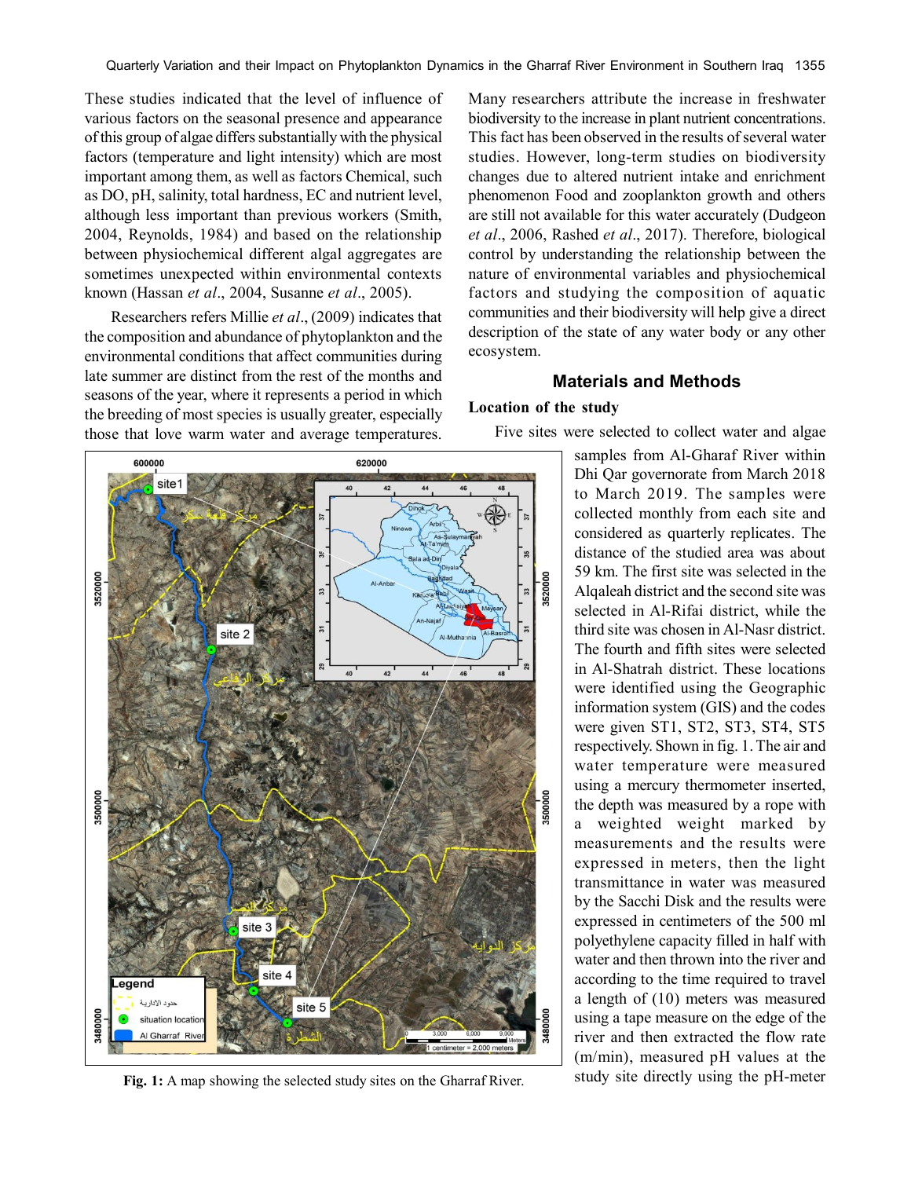These studies indicated that the level of influence of various factors on the seasonal presence and appearance of this group of algae differs substantially with the physical factors (temperature and light intensity) which are most important among them, as well as factors Chemical, such as DO, pH, salinity, total hardness, EC and nutrient level, although less important than previous workers (Smith, 2004, Reynolds, 1984) and based on the relationship between physiochemical different algal aggregates are sometimes unexpected within environmental contexts known (Hassan *et al*., 2004, Susanne *et al*., 2005).

Researchers refers Millie *et al*., (2009) indicates that the composition and abundance of phytoplankton and the environmental conditions that affect communities during late summer are distinct from the rest of the months and seasons of the year, where it represents a period in which the breeding of most species is usually greater, especially those that love warm water and average temperatures. Many researchers attribute the increase in freshwater biodiversity to the increase in plant nutrient concentrations. This fact has been observed in the results of several water studies. However, long-term studies on biodiversity changes due to altered nutrient intake and enrichment phenomenon Food and zooplankton growth and others are still not available for this water accurately (Dudgeon *et al*., 2006, Rashed *et al*., 2017). Therefore, biological control by understanding the relationship between the nature of environmental variables and physiochemical factors and studying the composition of aquatic communities and their biodiversity will help give a direct description of the state of any water body or any other ecosystem.

## Materials and Methods

### Location of the study

Five sites were selected to collect water and algae samples from Al-Gharaf River within Dhi Qar governorate from March 2018 to March 2019. The samples were collected monthly from each site and considered as quarterly replicates. The distance of the studied area was about 59 km. The first site was selected in the Alqaleah district and the second site was selected in Al-Rifai district, while the third site was chosen in Al-Nasr district. The fourth and fifth sites were selected in Al-Shatrah district. These locations were identified using the Geographic information system (GIS) and the codes were given ST1, ST2, ST3, ST4, ST5 respectively. Shown in fig. 1. The air and water temperature were measured using a mercury thermometer inserted, the depth was measured by a rope with a weighted weight marked by measurements and the results were expressed in meters, then the light transmittance in water was measured by the Sacchi Disk and the results were expressed in centimeters of the 500 ml polyethylene capacity filled in half with water and then thrown into the river and according to the time required to travel a length of (10) meters was measured using a tape measure on the edge of the river and then extracted the flow rate (m/min), measured pH values at the study site directly using the pH-meter

**Fig. 1:** A map showing the selected study sites on the Gharraf River.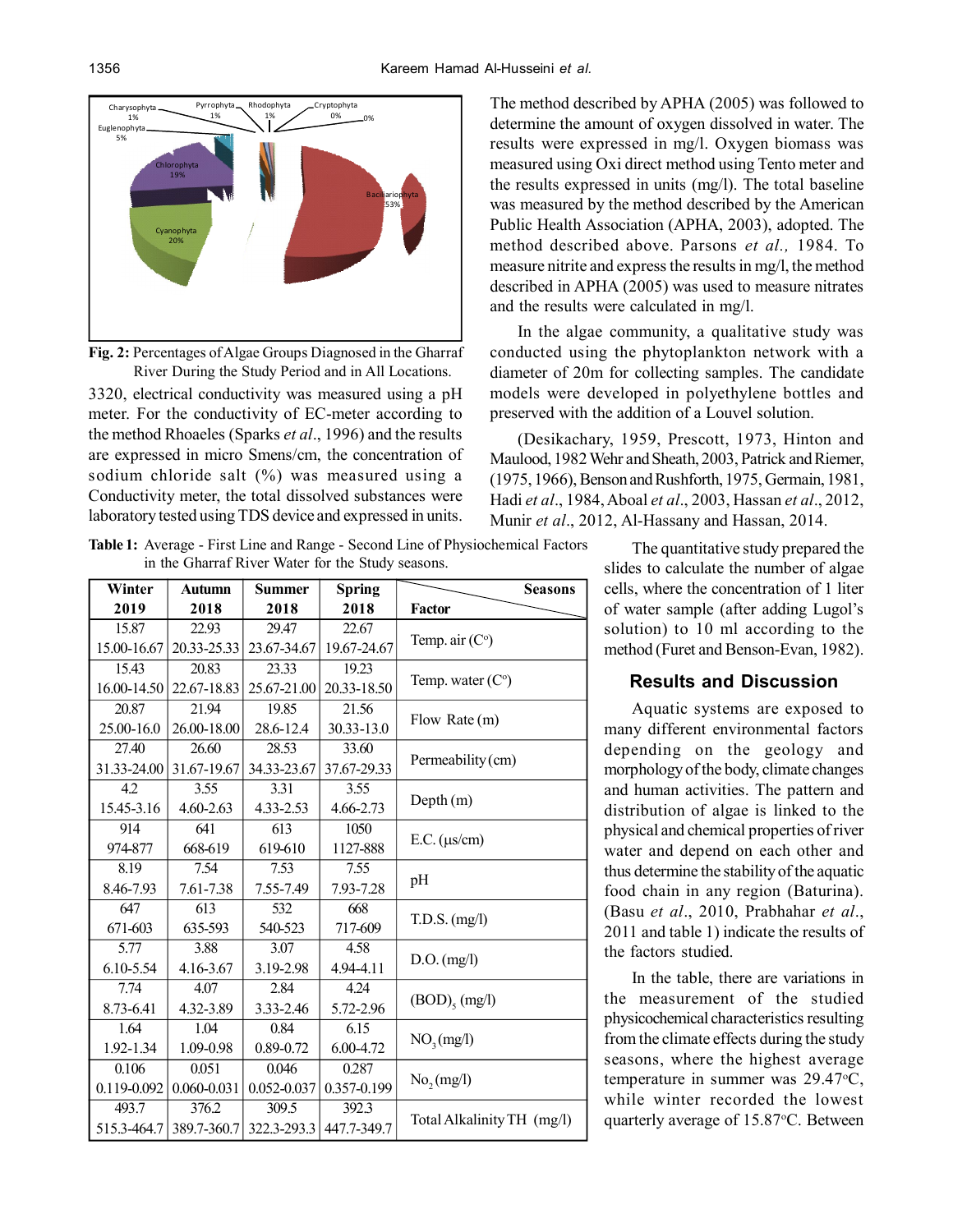Fig. 2: Percentages of Algae Groups Diagnosed in the Gharraf River During the Study Period and in All Locations.

3320, electrical conductivity was measured using a pH meter. For the conductivity of EC-meter according to the method Rhoaeles (Sparks *et al*., 1996) and the results are expressed in micro Smens/cm, the concentration of sodium chloride salt (%) was measured using a Conductivity meter, the total dissolved substances were laboratory tested using TDS device and expressed in units.

The method described by APHA (2005) was followed to determine the amount of oxygen dissolved in water. The results were expressed in mg/l. Oxygen biomass was measured using Oxi direct method using Tento meter and the results expressed in units (mg/l). The total baseline was measured by the method described by the American Public Health Association (APHA, 2003), adopted. The method described above. Parsons *et al.,* 1984. To measure nitrite and express the results in mg/l, the method described in APHA (2005) was used to measure nitrates and the results were calculated in mg/l.

In the algae community, a qualitative study was conducted using the phytoplankton network with a diameter of 20m for collecting samples. The candidate models were developed in polyethylene bottles and preserved with the addition of a Louvel solution.

(Desikachary, 1959, Prescott, 1973, Hinton and Maulood, 1982 Wehr and Sheath, 2003, Patrick and Riemer, (1975, 1966), Benson and Rushforth, 1975, Germain, 1981, Hadi *et al*., 1984, Aboal *et al*., 2003, Hassan *et al*., 2012, Munir *et al*., 2012, Al-Hassany and Hassan, 2014.

**Table 1:** Average - First Line and Range - Second Line of Physiochemical Factors in the Gharraf River Water for the Study seasons.

| Winter 2019 | Autumn 2018 | Summer 2018 | Spring 2018 | Factor / Seasons |
|---|---|---|---|---|
| 15.87<br>15.00-16.67 | 22.93<br>20.33-25.33 | 29.47<br>23.67-34.67 | 22.67<br>19.67-24.67 | Temp. air (C°) |
| 15.43<br>16.00-14.50 | 20.83<br>22.67-18.83 | 23.33<br>25.67-21.00 | 19.23<br>20.33-18.50 | Temp. water (C°) |
| 20.87<br>25.00-16.0 | 21.94<br>26.00-18.00 | 19.85<br>28.6-12.4 | 21.56<br>30.33-13.0 | Flow Rate (m) |
| 27.40<br>31.33-24.00 | 26.60<br>31.67-19.67 | 28.53<br>34.33-23.67 | 33.60<br>37.67-29.33 | Permeability (cm) |
| 4.2<br>15.45-3.16 | 3.55<br>4.60-2.63 | 3.31<br>4.33-2.53 | 3.55<br>4.66-2.73 | Depth (m) |
| 914<br>974-877 | 641<br>668-619 | 613<br>619-610 | 1050<br>1127-888 | E.C. (µs/cm) |
| 8.19<br>8.46-7.93 | 7.54<br>7.61-7.38 | 7.53<br>7.55-7.49 | 7.55<br>7.93-7.28 | pH |
| 647<br>671-603 | 613<br>635-593 | 532<br>540-523 | 668<br>717-609 | T.D.S. (mg/l) |
| 5.77<br>6.10-5.54 | 3.88<br>4.16-3.67 | 3.07<br>3.19-2.98 | 4.58<br>4.94-4.11 | D.O. (mg/l) |
| 7.74<br>8.73-6.41 | 4.07<br>4.32-3.89 | 2.84<br>3.33-2.46 | 4.24<br>5.72-2.96 | $(BOD)_5$ (mg/l) |
| 1.64<br>1.92-1.34 | 1.04<br>1.09-0.98 | 0.84<br>0.89-0.72 | 6.15<br>6.00-4.72 | $NO_3$ (mg/l) |
| 0.106<br>0.119-0.092 | 0.051<br>0.060-0.031 | 0.046<br>0.052-0.037 | 0.287<br>0.357-0.199 | $No_2$ (mg/l) |
| 493.7<br>515.3-464.7 | 376.2<br>389.7-360.7 | 309.5<br>322.3-293.3 | 392.3<br>447.7-349.7 | Total Alkalinity TH (mg/l) |

The quantitative study prepared the slides to calculate the number of algae cells, where the concentration of 1 liter of water sample (after adding Lugol's solution) to 10 ml according to the method (Furet and Benson-Evan, 1982).

## Results and Discussion

Aquatic systems are exposed to many different environmental factors depending on the geology and morphology of the body, climate changes and human activities. The pattern and distribution of algae is linked to the physical and chemical properties of river water and depend on each other and thus determine the stability of the aquatic food chain in any region (Baturina). (Basu *et al*., 2010, Prabhahar *et al*., 2011 and table 1) indicate the results of the factors studied.

In the table, there are variations in the measurement of the studied physicochemical characteristics resulting from the climate effects during the study seasons, where the highest average temperature in summer was 29.47°C, while winter recorded the lowest quarterly average of 15.87°C. Between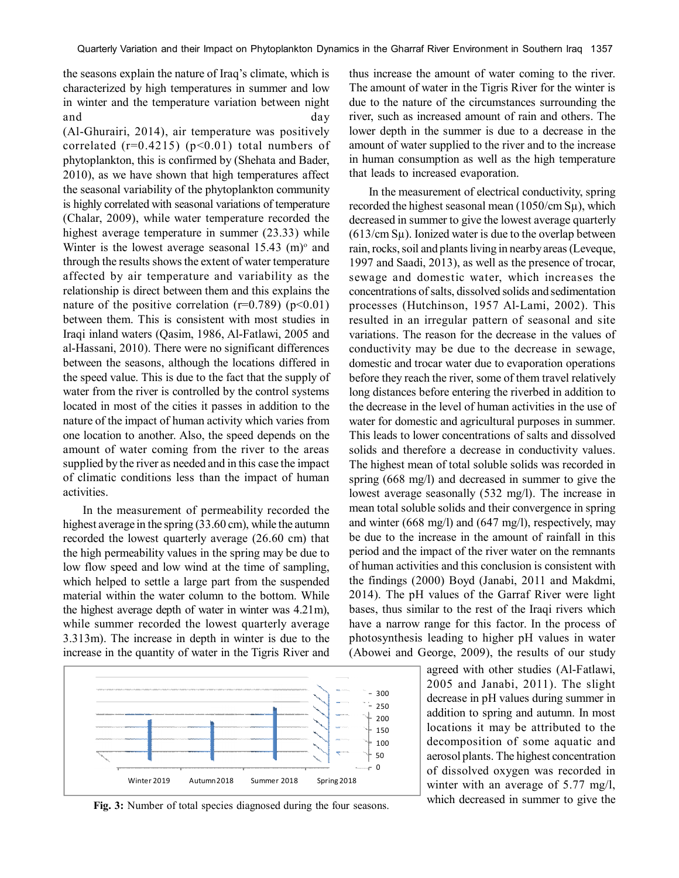the seasons explain the nature of Iraq's climate, which is characterized by high temperatures in summer and low in winter and the temperature variation between night and day (Al-Ghurairi, 2014), air temperature was positively correlated (r=0.4215) (p<0.01) total numbers of phytoplankton, this is confirmed by (Shehata and Bader, 2010), as we have shown that high temperatures affect the seasonal variability of the phytoplankton community is highly correlated with seasonal variations of temperature (Chalar, 2009), while water temperature recorded the highest average temperature in summer (23.33) while Winter is the lowest average seasonal 15.43 (m)º and through the results shows the extent of water temperature affected by air temperature and variability as the relationship is direct between them and this explains the nature of the positive correlation (r=0.789) (p<0.01) between them. This is consistent with most studies in Iraqi inland waters (Qasim, 1986, Al-Fatlawi, 2005 and al-Hassani, 2010). There were no significant differences between the seasons, although the locations differed in the speed value. This is due to the fact that the supply of water from the river is controlled by the control systems located in most of the cities it passes in addition to the nature of the impact of human activity which varies from one location to another. Also, the speed depends on the amount of water coming from the river to the areas supplied by the river as needed and in this case the impact of climatic conditions less than the impact of human activities.

In the measurement of permeability recorded the highest average in the spring (33.60 cm), while the autumn recorded the lowest quarterly average (26.60 cm) that the high permeability values in the spring may be due to low flow speed and low wind at the time of sampling, which helped to settle a large part from the suspended material within the water column to the bottom. While the highest average depth of water in winter was 4.21m), while summer recorded the lowest quarterly average 3.313m). The increase in depth in winter is due to the increase in the quantity of water in the Tigris River and thus increase the amount of water coming to the river. The amount of water in the Tigris River for the winter is due to the nature of the circumstances surrounding the river, such as increased amount of rain and others. The lower depth in the summer is due to a decrease in the amount of water supplied to the river and to the increase in human consumption as well as the high temperature that leads to increased evaporation.

In the measurement of electrical conductivity, spring recorded the highest seasonal mean (1050/cm Sµ), which decreased in summer to give the lowest average quarterly (613/cm Sµ). Ionized water is due to the overlap between rain, rocks, soil and plants living in nearby areas (Leveque, 1997 and Saadi, 2013), as well as the presence of trocar, sewage and domestic water, which increases the concentrations of salts, dissolved solids and sedimentation processes (Hutchinson, 1957 Al-Lami, 2002). This resulted in an irregular pattern of seasonal and site variations. The reason for the decrease in the values of conductivity may be due to the decrease in sewage, domestic and trocar water due to evaporation operations before they reach the river, some of them travel relatively long distances before entering the riverbed in addition to the decrease in the level of human activities in the use of water for domestic and agricultural purposes in summer. This leads to lower concentrations of salts and dissolved solids and therefore a decrease in conductivity values. The highest mean of total soluble solids was recorded in spring (668 mg/l) and decreased in summer to give the lowest average seasonally (532 mg/l). The increase in mean total soluble solids and their convergence in spring and winter (668 mg/l) and (647 mg/l), respectively, may be due to the increase in the amount of rainfall in this period and the impact of the river water on the remnants of human activities and this conclusion is consistent with the findings (2000) Boyd (Janabi, 2011 and Makdmi, 2014). The pH values of the Garraf River were light bases, thus similar to the rest of the Iraqi rivers which have a narrow range for this factor. In the process of photosynthesis leading to higher pH values in water (Abowei and George, 2009), the results of our study agreed with other studies (Al-Fatlawi, 2005 and Janabi, 2011). The slight decrease in pH values during summer in addition to spring and autumn. In most locations it may be attributed to the decomposition of some aquatic and aerosol plants. The highest concentration of dissolved oxygen was recorded in winter with an average of 5.77 mg/l, which decreased in summer to give the

**Fig. 3:** Number of total species diagnosed during the four seasons.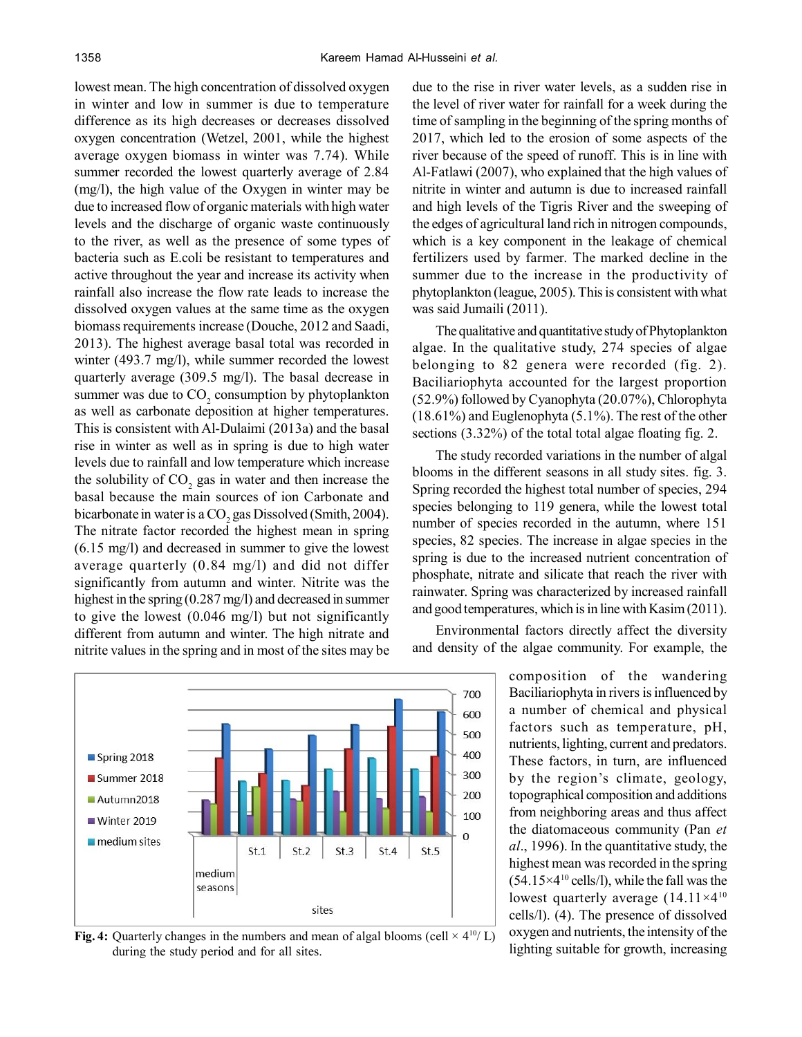lowest mean. The high concentration of dissolved oxygen in winter and low in summer is due to temperature difference as its high decreases or decreases dissolved oxygen concentration (Wetzel, 2001, while the highest average oxygen biomass in winter was 7.74). While summer recorded the lowest quarterly average of 2.84 (mg/l), the high value of the Oxygen in winter may be due to increased flow of organic materials with high water levels and the discharge of organic waste continuously to the river, as well as the presence of some types of bacteria such as E.coli be resistant to temperatures and active throughout the year and increase its activity when rainfall also increase the flow rate leads to increase the dissolved oxygen values at the same time as the oxygen biomass requirements increase (Douche, 2012 and Saadi, 2013). The highest average basal total was recorded in winter (493.7 mg/l), while summer recorded the lowest quarterly average (309.5 mg/l). The basal decrease in summer was due to $CO_2$ consumption by phytoplankton as well as carbonate deposition at higher temperatures. This is consistent with Al-Dulaimi (2013a) and the basal rise in winter as well as in spring is due to high water levels due to rainfall and low temperature which increase the solubility of $CO_2$ gas in water and then increase the basal because the main sources of ion Carbonate and bicarbonate in water is a $CO_2$ gas Dissolved (Smith, 2004). The nitrate factor recorded the highest mean in spring (6.15 mg/l) and decreased in summer to give the lowest average quarterly (0.84 mg/l) and did not differ significantly from autumn and winter. Nitrite was the highest in the spring (0.287 mg/l) and decreased in summer to give the lowest (0.046 mg/l) but not significantly different from autumn and winter. The high nitrate and nitrite values in the spring and in most of the sites may be due to the rise in river water levels, as a sudden rise in the level of river water for rainfall for a week during the time of sampling in the beginning of the spring months of 2017, which led to the erosion of some aspects of the river because of the speed of runoff. This is in line with Al-Fatlawi (2007), who explained that the high values of nitrite in winter and autumn is due to increased rainfall and high levels of the Tigris River and the sweeping of the edges of agricultural land rich in nitrogen compounds, which is a key component in the leakage of chemical fertilizers used by farmer. The marked decline in the summer due to the increase in the productivity of phytoplankton (league, 2005). This is consistent with what was said Jumaili (2011).

The qualitative and quantitative study of Phytoplankton algae. In the qualitative study, 274 species of algae belonging to 82 genera were recorded (fig. 2). Baciliariophyta accounted for the largest proportion (52.9%) followed by Cyanophyta (20.07%), Chlorophyta (18.61%) and Euglenophyta (5.1%). The rest of the other sections (3.32%) of the total total algae floating fig. 2.

The study recorded variations in the number of algal blooms in the different seasons in all study sites. fig. 3. Spring recorded the highest total number of species, 294 species belonging to 119 genera, while the lowest total number of species recorded in the autumn, where 151 species, 82 species. The increase in algae species in the spring is due to the increased nutrient concentration of phosphate, nitrate and silicate that reach the river with rainwater. Spring was characterized by increased rainfall and good temperatures, which is in line with Kasim (2011).

Environmental factors directly affect the diversity and density of the algae community. For example, the composition of the wandering Baciliariophyta in rivers is influenced by a number of chemical and physical factors such as temperature, pH, nutrients, lighting, current and predators. These factors, in turn, are influenced by the region's climate, geology, topographical composition and additions from neighboring areas and thus affect the diatomaceous community (Pan *et al*., 1996). In the quantitative study, the highest mean was recorded in the spring ($54.15\times4^{10}$ cells/l), while the fall was the lowest quarterly average ($14.11\times4^{10}$ cells/l). (4). The presence of dissolved oxygen and nutrients, the intensity of the lighting suitable for growth, increasing

**Fig. 4:** Quarterly changes in the numbers and mean of algal blooms (cell $\times$ $4^{10}$/ L) during the study period and for all sites.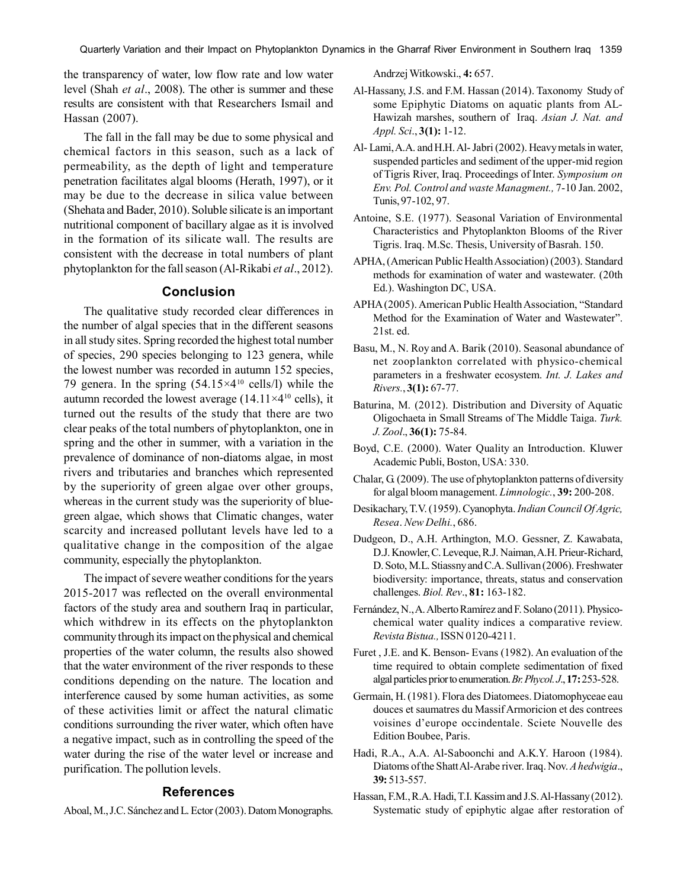the transparency of water, low flow rate and low water level (Shah *et al*., 2008). The other is summer and these results are consistent with that Researchers Ismail and Hassan (2007).

The fall in the fall may be due to some physical and chemical factors in this season, such as a lack of permeability, as the depth of light and temperature penetration facilitates algal blooms (Herath, 1997), or it may be due to the decrease in silica value between (Shehata and Bader, 2010). Soluble silicate is an important nutritional component of bacillary algae as it is involved in the formation of its silicate wall. The results are consistent with the decrease in total numbers of plant phytoplankton for the fall season (Al-Rikabi *et al*., 2012).

## Conclusion

The qualitative study recorded clear differences in the number of algal species that in the different seasons in all study sites. Spring recorded the highest total number of species, 290 species belonging to 123 genera, while the lowest number was recorded in autumn 152 species, 79 genera. In the spring ($54.15\times4^{10}$ cells/l) while the autumn recorded the lowest average ($14.11\times4^{10}$ cells), it turned out the results of the study that there are two clear peaks of the total numbers of phytoplankton, one in spring and the other in summer, with a variation in the prevalence of dominance of non-diatoms algae, in most rivers and tributaries and branches which represented by the superiority of green algae over other groups, whereas in the current study was the superiority of blue-green algae, which shows that Climatic changes, water scarcity and increased pollutant levels have led to a qualitative change in the composition of the algae community, especially the phytoplankton.

The impact of severe weather conditions for the years 2015-2017 was reflected on the overall environmental factors of the study area and southern Iraq in particular, which withdrew in its effects on the phytoplankton community through its impact on the physical and chemical properties of the water column, the results also showed that the water environment of the river responds to these conditions depending on the nature. The location and interference caused by some human activities, as some of these activities limit or affect the natural climatic conditions surrounding the river water, which often have a negative impact, such as in controlling the speed of the water during the rise of the water level or increase and purification. The pollution levels.

## References

Aboal, M., J.C. Sánchez and L. Ector (2003). Datom Monographs. Andrzej Witkowski., **4:** 657.

Al-Hassany, J.S. and F.M. Hassan (2014). Taxonomy Study of some Epiphytic Diatoms on aquatic plants from AL-Hawizah marshes, southern of Iraq. *Asian J. Nat. and Appl. Sci*., **3(1):** 1-12.

Al- Lami, A.A. and H.H. Al- Jabri (2002). Heavy metals in water, suspended particles and sediment of the upper-mid region of Tigris River, Iraq. Proceedings of Inter. *Symposium on Env. Pol. Control and waste Managment.,* 7-10 Jan. 2002, Tunis, 97-102, 97.

Antoine, S.E. (1977). Seasonal Variation of Environmental Characteristics and Phytoplankton Blooms of the River Tigris. Iraq. M.Sc. Thesis, University of Basrah. 150.

APHA, (American Public Health Association) (2003). Standard methods for examination of water and wastewater. (20th Ed.). Washington DC, USA.

APHA (2005). American Public Health Association, "Standard Method for the Examination of Water and Wastewater". 21st. ed.

Basu, M., N. Roy and A. Barik (2010). Seasonal abundance of net zooplankton correlated with physico-chemical parameters in a freshwater ecosystem. *Int. J. Lakes and Rivers.*, **3(1):** 67-77.

Baturina, M. (2012). Distribution and Diversity of Aquatic Oligochaeta in Small Streams of The Middle Taiga. *Turk. J. Zool*., **36(1):** 75-84.

Boyd, C.E. (2000). Water Quality an Introduction. Kluwer Academic Publi, Boston, USA: 330.

Chalar, G. (2009). The use of phytoplankton patterns of diversity for algal bloom management. *Limnologic.*, **39:** 200-208.

Desikachary, T.V. (1959). Cyanophyta. *Indian Council Of Agric, Resea*. *New Delhi.*, 686.

Dudgeon, D., A.H. Arthington, M.O. Gessner, Z. Kawabata, D.J. Knowler, C. Leveque, R.J. Naiman, A.H. Prieur-Richard, D. Soto, M.L. Stiassny and C.A. Sullivan (2006). Freshwater biodiversity: importance, threats, status and conservation challenges. *Biol. Rev*., **81:** 163-182.

Fernández, N., A. Alberto Ramírez and F. Solano (2011). Physico-chemical water quality indices a comparative review. *Revista Bistua.,* ISSN 0120-4211.

Furet , J.E. and K. Benson- Evans (1982). An evaluation of the time required to obtain complete sedimentation of fixed algal particles prior to enumeration. *Br. Phycol. J*., **17:** 253-528.

Germain, H. (1981). Flora des Diatomees. Diatomophyceae eau douces et saumatres du Massif Armoricion et des contrees voisines d'europe occindentale. Sciete Nouvelle des Edition Boubee, Paris.

Hadi, R.A., A.A. Al-Saboonchi and A.K.Y. Haroon (1984). Diatoms of the Shatt Al-Arabe river. Iraq. Nov. *A hedwigia*., **39:** 513-557.

Hassan, F.M., R.A. Hadi, T.I. Kassim and J.S. Al-Hassany (2012). Systematic study of epiphytic algae after restoration of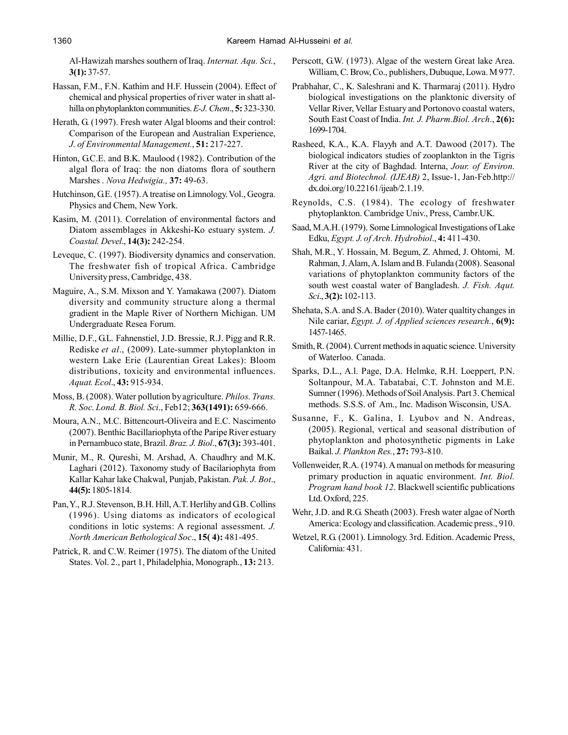Al-Hawizah marshes southern of Iraq. *Internat. Aqu. Sci.*, **3(1):** 37-57.

Hassan, F.M., F.N. Kathim and H.F. Hussein (2004). Effect of chemical and physical properties of river water in shatt al-hilla on phytoplankton communities. *E-J. Chem*., **5:** 323-330.

Herath, G. (1997). Fresh water Algal blooms and their control: Comparison of the European and Australian Experience, *J. of Environmental Management.*, **51:** 217-227.

Hinton, G.C.E. and B.K. Maulood (1982). Contribution of the algal flora of Iraq: the non diatoms flora of southern Marshes . *Nova Hedwigia.,* **37:** 49-63.

Hutchinson, G.E. (1957). A treatise on Limnology. Vol., Geogra. Physics and Chem, New York.

Kasim, M. (2011). Correlation of environmental factors and Diatom assemblages in Akkeshi-Ko estuary system. *J. Coastal. Devel*., **14(3):** 242-254.

Leveque, C. (1997). Biodiversity dynamics and conservation. The freshwater fish of tropical Africa. Cambridge University press, Cambridge, 438.

Maguire, A., S.M. Mixson and Y. Yamakawa (2007). Diatom diversity and community structure along a thermal gradient in the Maple River of Northern Michigan. UM Undergraduate Resea Forum.

Millie, D.F., G.L. Fahnenstiel, J.D. Bressie, R.J. Pigg and R.R. Rediske *et al*., (2009). Late-summer phytoplankton in western Lake Erie (Laurentian Great Lakes): Bloom distributions, toxicity and environmental influences. *Aquat. Ecol*., **43:** 915-934.

Moss, B. (2008). Water pollution by agriculture. *Philos. Trans. R. Soc. Lond. B. Biol. Sci*., Feb12; **363(1491):** 659-666.

Moura, A.N., M.C. Bittencourt-Oliveira and E.C. Nascimento (2007). Benthic Bacillariophyta of the Paripe River estuary in Pernambuco state, Brazil. *Braz. J. Biol*., **67(3):** 393-401.

Munir, M., R. Qureshi, M. Arshad, A. Chaudhry and M.K. Laghari (2012). Taxonomy study of Bacilariophyta from Kallar Kahar lake Chakwal, Punjab, Pakistan. *Pak. J. Bot*., **44(5):** 1805-1814.

Pan, Y., R.J. Stevenson, B.H. Hill, A.T. Herlihy and G.B. Collins (1996). Using diatoms as indicators of ecological conditions in lotic systems: A regional assessment. *J. North American Bethological Soc*., **15( 4):** 481-495.

Patrick, R. and C.W. Reimer (1975). The diatom of the United States. Vol. 2., part 1, Philadelphia, Monograph., **13:** 213.

Perscott, G.W. (1973). Algae of the western Great lake Area. William, C. Brow, Co., publishers, Dubuque, Lowa. M 977.

Prabhahar, C., K. Saleshrani and K. Tharmaraj (2011). Hydro biological investigations on the planktonic diversity of Vellar River, Vellar Estuary and Portonovo coastal waters, South East Coast of India. *Int. J. Pharm.Biol. Arch*., **2(6):** 1699-1704.

Rasheed, K.A., K.A. Flayyh and A.T. Dawood (2017). The biological indicators studies of zooplankton in the Tigris River at the city of Baghdad. Interna, *Jour. of Environ. Agri. and Biotechnol. (IJEAB)* 2, Issue-1, Jan-Feb.http://dx.doi.org/10.22161/ijeab/2.1.19.

Reynolds, C.S. (1984). The ecology of freshwater phytoplankton. Cambridge Univ., Press, Cambr.UK.

Saad, M.A.H. (1979). Some Limnological Investigations of Lake Edku, *Egypt. J. of Arch. Hydrobiol*., **4:** 411-430.

Shah, M.R., Y. Hossain, M. Begum, Z. Ahmed, J. Ohtomi, M. Rahman, J. Alam, A. Islam and B. Fulanda (2008). Seasonal variations of phytoplankton community factors of the south west coastal water of Bangladesh. *J. Fish. Aqut. Sci*., **3(2):** 102-113.

Shehata, S.A. and S.A. Bader (2010). Water qualtity changes in Nile cariar, *Egypt. J. of Applied sciences research.*, **6(9):** 1457-1465.

Smith, R. (2004). Current methods in aquatic science. University of Waterloo. Canada.

Sparks, D.L., A.l. Page, D.A. Helmke, R.H. Loeppert, P.N. Soltanpour, M.A. Tabatabai, C.T. Johnston and M.E. Sumner (1996). Methods of Soil Analysis. Part 3. Chemical methods. S.S.S. of Am., Inc. Madison Wisconsin, USA.

Susanne, F., K. Galina, I. Lyubov and N. Andreas, (2005). Regional, vertical and seasonal distribution of phytoplankton and photosynthetic pigments in Lake Baikal. *J. Plankton Res.*, **27:** 793-810.

Vollenweider, R.A. (1974). A manual on methods for measuring primary production in aquatic environment. *Int. Biol. Program hand book 12*. Blackwell scientific publications Ltd. Oxford, 225.

Wehr, J.D. and R.G. Sheath (2003). Fresh water algae of North America: Ecology and classification. Academic press., 910.

Wetzel, R.G. (2001). Limnology. 3rd. Edition. Academic Press, California: 431.